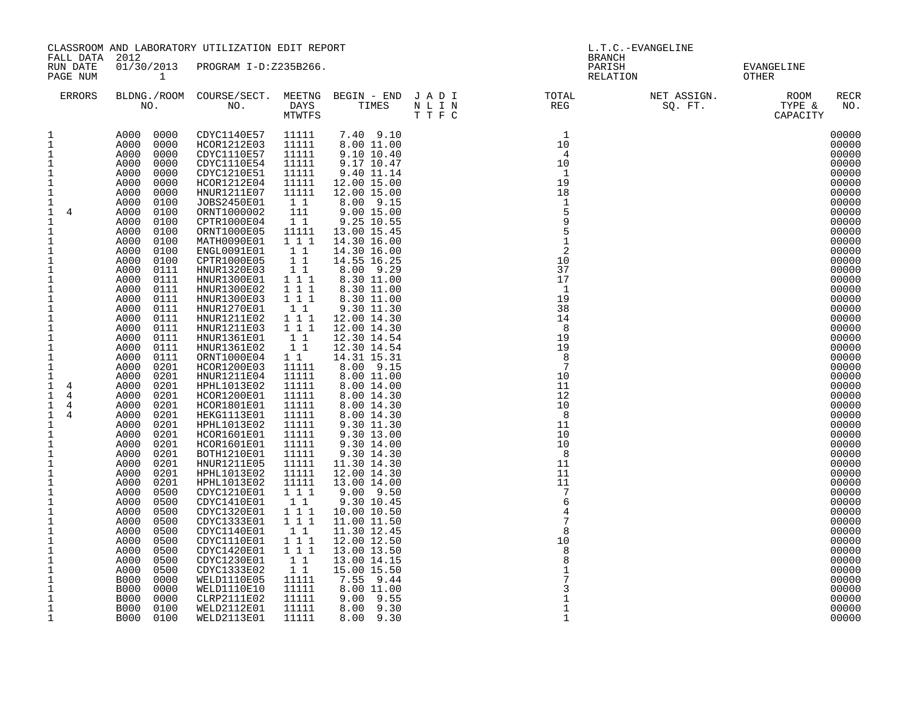CLASSROOM AND LABORATORY UTILIZATION EDIT REPORT
FALL DATA 2012
RUN DATE 01/30/2013 PROGRAM I-D:Z235B266.
PAGE NUM 1

L.T.C.-EVANGELINE
BRANCH
PARISH EVANGELINE
RELATION OTHER

| ERRORS | BLDNG./ROOM NO. | COURSE/SECT. NO. | MEETNG DAYS MTWTFS | BEGIN - END TIMES | J A D I N L I N T T F C | TOTAL REG | NET ASSIGN. SQ. FT. | ROOM TYPE & CAPACITY | RECR NO. |
|---|---|---|---|---|---|---|---|---|---|
| 1 | A000 0000 | CDYC1140E57 | 11111 | 7.40 9.10 | | 1 | | | 00000 |
| 1 | A000 0000 | HCOR1212E03 | 11111 | 8.00 11.00 | | 10 | | | 00000 |
| 1 | A000 0000 | CDYC1110E57 | 11111 | 9.10 10.40 | | 4 | | | 00000 |
| 1 | A000 0000 | CDYC1110E54 | 11111 | 9.17 10.47 | | 10 | | | 00000 |
| 1 | A000 0000 | CDYC1210E51 | 11111 | 9.40 11.14 | | 1 | | | 00000 |
| 1 | A000 0000 | HCOR1212E04 | 11111 | 12.00 15.00 | | 19 | | | 00000 |
| 1 | A000 0000 | HNUR1211E07 | 11111 | 12.00 15.00 | | 18 | | | 00000 |
| 1 | A000 0100 | JOBS2450E01 | 1 1 | 8.00 9.15 | | 1 | | | 00000 |
| 1 4 | A000 0100 | ORNT1000002 | 111 | 9.00 15.00 | | 5 | | | 00000 |
| 1 | A000 0100 | CPTR1000E04 | 1 1 | 9.25 10.55 | | 9 | | | 00000 |
| 1 | A000 0100 | ORNT1000E05 | 11111 | 13.00 15.45 | | 5 | | | 00000 |
| 1 | A000 0100 | MATH0090E01 | 1 1 1 | 14.30 16.00 | | 1 | | | 00000 |
| 1 | A000 0100 | ENGL0091E01 | 1 1 | 14.30 16.00 | | 2 | | | 00000 |
| 1 | A000 0100 | CPTR1000E05 | 1 1 | 14.55 16.25 | | 10 | | | 00000 |
| 1 | A000 0111 | HNUR1320E03 | 1 1 | 8.00 9.29 | | 37 | | | 00000 |
| 1 | A000 0111 | HNUR1300E01 | 1 1 1 | 8.30 11.00 | | 17 | | | 00000 |
| 1 | A000 0111 | HNUR1300E02 | 1 1 1 | 8.30 11.00 | | 1 | | | 00000 |
| 1 | A000 0111 | HNUR1300E03 | 1 1 1 | 8.30 11.00 | | 19 | | | 00000 |
| 1 | A000 0111 | HNUR1270E01 | 1 1 | 9.30 11.30 | | 38 | | | 00000 |
| 1 | A000 0111 | HNUR1211E02 | 1 1 1 | 12.00 14.30 | | 14 | | | 00000 |
| 1 | A000 0111 | HNUR1211E03 | 1 1 1 | 12.00 14.30 | | 8 | | | 00000 |
| 1 | A000 0111 | HNUR1361E01 | 1 1 | 12.30 14.54 | | 19 | | | 00000 |
| 1 | A000 0111 | HNUR1361E02 | 1 1 | 12.30 14.54 | | 19 | | | 00000 |
| 1 | A000 0111 | ORNT1000E04 | 1 1 | 14.31 15.31 | | 8 | | | 00000 |
| 1 | A000 0201 | HCOR1200E03 | 11111 | 8.00 9.15 | | 7 | | | 00000 |
| 1 | A000 0201 | HNUR1211E04 | 11111 | 8.00 11.00 | | 10 | | | 00000 |
| 1 4 | A000 0201 | HPHL1013E02 | 11111 | 8.00 14.00 | | 11 | | | 00000 |
| 1 4 | A000 0201 | HCOR1200E01 | 11111 | 8.00 14.30 | | 12 | | | 00000 |
| 1 4 | A000 0201 | HCOR1801E01 | 11111 | 8.00 14.30 | | 10 | | | 00000 |
| 1 4 | A000 0201 | HEKG1113E01 | 11111 | 8.00 14.30 | | 8 | | | 00000 |
| 1 | A000 0201 | HPHL1013E02 | 11111 | 9.30 11.30 | | 11 | | | 00000 |
| 1 | A000 0201 | HCOR1601E01 | 11111 | 9.30 13.00 | | 10 | | | 00000 |
| 1 | A000 0201 | HCOR1601E01 | 11111 | 9.30 14.00 | | 10 | | | 00000 |
| 1 | A000 0201 | BOTH1210E01 | 11111 | 9.30 14.30 | | 8 | | | 00000 |
| 1 | A000 0201 | HNUR1211E05 | 11111 | 11.30 14.30 | | 11 | | | 00000 |
| 1 | A000 0201 | HPHL1013E02 | 11111 | 12.00 14.30 | | 11 | | | 00000 |
| 1 | A000 0201 | HPHL1013E02 | 11111 | 13.00 14.00 | | 11 | | | 00000 |
| 1 | A000 0500 | CDYC1210E01 | 1 1 1 | 9.00 9.50 | | 7 | | | 00000 |
| 1 | A000 0500 | CDYC1410E01 | 1 1 | 9.30 10.45 | | 6 | | | 00000 |
| 1 | A000 0500 | CDYC1320E01 | 1 1 1 | 10.00 10.50 | | 4 | | | 00000 |
| 1 | A000 0500 | CDYC1333E01 | 1 1 1 | 11.00 11.50 | | 7 | | | 00000 |
| 1 | A000 0500 | CDYC1140E01 | 1 1 | 11.30 12.45 | | 8 | | | 00000 |
| 1 | A000 0500 | CDYC1110E01 | 1 1 1 | 12.00 12.50 | | 10 | | | 00000 |
| 1 | A000 0500 | CDYC1420E01 | 1 1 1 | 13.00 13.50 | | 8 | | | 00000 |
| 1 | A000 0500 | CDYC1230E01 | 1 1 | 13.00 14.15 | | 8 | | | 00000 |
| 1 | A000 0500 | CDYC1333E02 | 1 1 | 15.00 15.50 | | 1 | | | 00000 |
| 1 | B000 0000 | WELD1110E05 | 11111 | 7.55 9.44 | | 7 | | | 00000 |
| 1 | B000 0000 | WELD1110E10 | 11111 | 8.00 11.00 | | 3 | | | 00000 |
| 1 | B000 0000 | CLRP2111E02 | 11111 | 9.00 9.55 | | 1 | | | 00000 |
| 1 | B000 0100 | WELD2112E01 | 11111 | 8.00 9.30 | | 1 | | | 00000 |
| 1 | B000 0100 | WELD2113E01 | 11111 | 8.00 9.30 | | 1 | | | 00000 |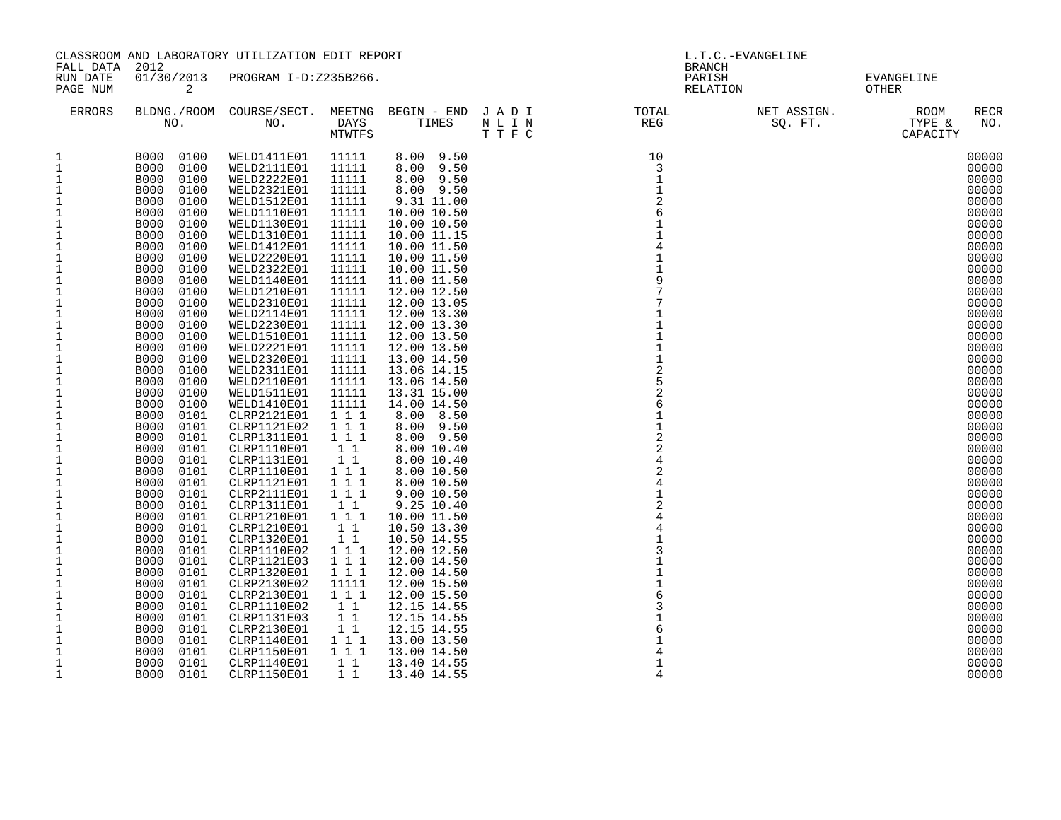CLASSROOM AND LABORATORY UTILIZATION EDIT REPORT
FALL DATA 2012
RUN DATE 01/30/2013 PROGRAM I-D:Z235B266.
PAGE NUM 2

L.T.C.-EVANGELINE
BRANCH
PARISH EVANGELINE
RELATION OTHER

| ERRORS | BLDNG./ROOM NO. | COURSE/SECT. NO. | MEETNG DAYS MTWTFS | BEGIN - END TIMES | J A D I N L I N T T F C | TOTAL REG | NET ASSIGN. SQ. FT. | ROOM TYPE & CAPACITY | RECR NO. |
|---|---|---|---|---|---|---|---|---|---|
| 1 | B000 0100 | WELD1411E01 | 11111 | 8.00 9.50 | | 10 | | | 00000 |
| 1 | B000 0100 | WELD2111E01 | 11111 | 8.00 9.50 | | 3 | | | 00000 |
| 1 | B000 0100 | WELD2222E01 | 11111 | 8.00 9.50 | | 1 | | | 00000 |
| 1 | B000 0100 | WELD2321E01 | 11111 | 8.00 9.50 | | 1 | | | 00000 |
| 1 | B000 0100 | WELD1512E01 | 11111 | 9.31 11.00 | | 2 | | | 00000 |
| 1 | B000 0100 | WELD1110E01 | 11111 | 10.00 10.50 | | 6 | | | 00000 |
| 1 | B000 0100 | WELD1130E01 | 11111 | 10.00 10.50 | | 1 | | | 00000 |
| 1 | B000 0100 | WELD1310E01 | 11111 | 10.00 11.15 | | 1 | | | 00000 |
| 1 | B000 0100 | WELD1412E01 | 11111 | 10.00 11.50 | | 4 | | | 00000 |
| 1 | B000 0100 | WELD2220E01 | 11111 | 10.00 11.50 | | 1 | | | 00000 |
| 1 | B000 0100 | WELD2322E01 | 11111 | 10.00 11.50 | | 1 | | | 00000 |
| 1 | B000 0100 | WELD1140E01 | 11111 | 11.00 11.50 | | 9 | | | 00000 |
| 1 | B000 0100 | WELD1210E01 | 11111 | 12.00 12.50 | | 7 | | | 00000 |
| 1 | B000 0100 | WELD2310E01 | 11111 | 12.00 13.05 | | 7 | | | 00000 |
| 1 | B000 0100 | WELD2114E01 | 11111 | 12.00 13.30 | | 1 | | | 00000 |
| 1 | B000 0100 | WELD2230E01 | 11111 | 12.00 13.30 | | 1 | | | 00000 |
| 1 | B000 0100 | WELD1510E01 | 11111 | 12.00 13.50 | | 1 | | | 00000 |
| 1 | B000 0100 | WELD2221E01 | 11111 | 12.00 13.50 | | 1 | | | 00000 |
| 1 | B000 0100 | WELD2320E01 | 11111 | 13.00 14.50 | | 1 | | | 00000 |
| 1 | B000 0100 | WELD2311E01 | 11111 | 13.06 14.15 | | 2 | | | 00000 |
| 1 | B000 0100 | WELD2110E01 | 11111 | 13.06 14.50 | | 5 | | | 00000 |
| 1 | B000 0100 | WELD1511E01 | 11111 | 13.31 15.00 | | 2 | | | 00000 |
| 1 | B000 0100 | WELD1410E01 | 11111 | 14.00 14.50 | | 6 | | | 00000 |
| 1 | B000 0101 | CLRP2121E01 | 1 1 1 | 8.00 8.50 | | 1 | | | 00000 |
| 1 | B000 0101 | CLRP1121E02 | 1 1 1 | 8.00 9.50 | | 1 | | | 00000 |
| 1 | B000 0101 | CLRP1311E01 | 1 1 1 | 8.00 9.50 | | 2 | | | 00000 |
| 1 | B000 0101 | CLRP1110E01 | 1 1 | 8.00 10.40 | | 2 | | | 00000 |
| 1 | B000 0101 | CLRP1131E01 | 1 1 | 8.00 10.40 | | 4 | | | 00000 |
| 1 | B000 0101 | CLRP1110E01 | 1 1 1 | 8.00 10.50 | | 2 | | | 00000 |
| 1 | B000 0101 | CLRP1121E01 | 1 1 1 | 8.00 10.50 | | 4 | | | 00000 |
| 1 | B000 0101 | CLRP2111E01 | 1 1 1 | 9.00 10.50 | | 1 | | | 00000 |
| 1 | B000 0101 | CLRP1311E01 | 1 1 | 9.25 10.40 | | 2 | | | 00000 |
| 1 | B000 0101 | CLRP1210E01 | 1 1 1 | 10.00 11.50 | | 4 | | | 00000 |
| 1 | B000 0101 | CLRP1210E01 | 1 1 | 10.50 13.30 | | 4 | | | 00000 |
| 1 | B000 0101 | CLRP1320E01 | 1 1 | 10.50 14.55 | | 1 | | | 00000 |
| 1 | B000 0101 | CLRP1110E02 | 1 1 1 | 12.00 12.50 | | 3 | | | 00000 |
| 1 | B000 0101 | CLRP1121E03 | 1 1 1 | 12.00 14.50 | | 1 | | | 00000 |
| 1 | B000 0101 | CLRP1320E01 | 1 1 1 | 12.00 14.50 | | 1 | | | 00000 |
| 1 | B000 0101 | CLRP2130E02 | 11111 | 12.00 15.50 | | 1 | | | 00000 |
| 1 | B000 0101 | CLRP2130E01 | 1 1 1 | 12.00 15.50 | | 6 | | | 00000 |
| 1 | B000 0101 | CLRP1110E02 | 1 1 | 12.15 14.55 | | 3 | | | 00000 |
| 1 | B000 0101 | CLRP1131E03 | 1 1 | 12.15 14.55 | | 1 | | | 00000 |
| 1 | B000 0101 | CLRP2130E01 | 1 1 | 12.15 14.55 | | 6 | | | 00000 |
| 1 | B000 0101 | CLRP1140E01 | 1 1 1 | 13.00 13.50 | | 1 | | | 00000 |
| 1 | B000 0101 | CLRP1150E01 | 1 1 1 | 13.00 14.50 | | 4 | | | 00000 |
| 1 | B000 0101 | CLRP1140E01 | 1 1 | 13.40 14.55 | | 1 | | | 00000 |
| 1 | B000 0101 | CLRP1150E01 | 1 1 | 13.40 14.55 | | 4 | | | 00000 |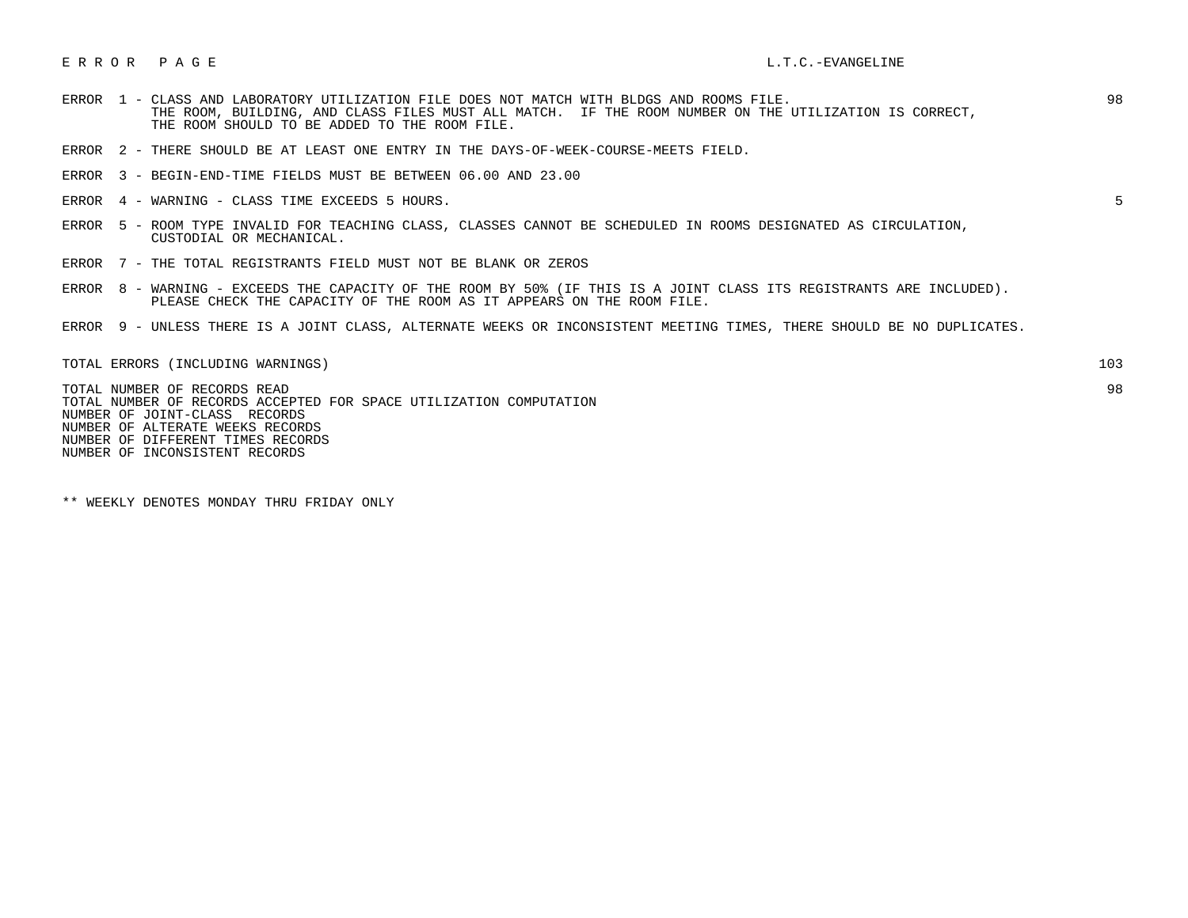E R R O R   P A G E        L.T.C.-EVANGELINE

| | |
|---|---|
| ERROR 1 - CLASS AND LABORATORY UTILIZATION FILE DOES NOT MATCH WITH BLDGS AND ROOMS FILE. THE ROOM, BUILDING, AND CLASS FILES MUST ALL MATCH. IF THE ROOM NUMBER ON THE UTILIZATION IS CORRECT, THE ROOM SHOULD TO BE ADDED TO THE ROOM FILE. | 98 |
| ERROR 2 - THERE SHOULD BE AT LEAST ONE ENTRY IN THE DAYS-OF-WEEK-COURSE-MEETS FIELD. | |
| ERROR 3 - BEGIN-END-TIME FIELDS MUST BE BETWEEN 06.00 AND 23.00 | |
| ERROR 4 - WARNING - CLASS TIME EXCEEDS 5 HOURS. | 5 |
| ERROR 5 - ROOM TYPE INVALID FOR TEACHING CLASS, CLASSES CANNOT BE SCHEDULED IN ROOMS DESIGNATED AS CIRCULATION, CUSTODIAL OR MECHANICAL. | |
| ERROR 7 - THE TOTAL REGISTRANTS FIELD MUST NOT BE BLANK OR ZEROS | |
| ERROR 8 - WARNING - EXCEEDS THE CAPACITY OF THE ROOM BY 50% (IF THIS IS A JOINT CLASS ITS REGISTRANTS ARE INCLUDED). PLEASE CHECK THE CAPACITY OF THE ROOM AS IT APPEARS ON THE ROOM FILE. | |
| ERROR 9 - UNLESS THERE IS A JOINT CLASS, ALTERNATE WEEKS OR INCONSISTENT MEETING TIMES, THERE SHOULD BE NO DUPLICATES. | |
| TOTAL ERRORS (INCLUDING WARNINGS) | 103 |
| TOTAL NUMBER OF RECORDS READ | 98 |
| TOTAL NUMBER OF RECORDS ACCEPTED FOR SPACE UTILIZATION COMPUTATION | |
| NUMBER OF JOINT-CLASS RECORDS | |
| NUMBER OF ALTERNATE WEEKS RECORDS | |
| NUMBER OF DIFFERENT TIMES RECORDS | |
| NUMBER OF INCONSISTENT RECORDS | |

** WEEKLY DENOTES MONDAY THRU FRIDAY ONLY